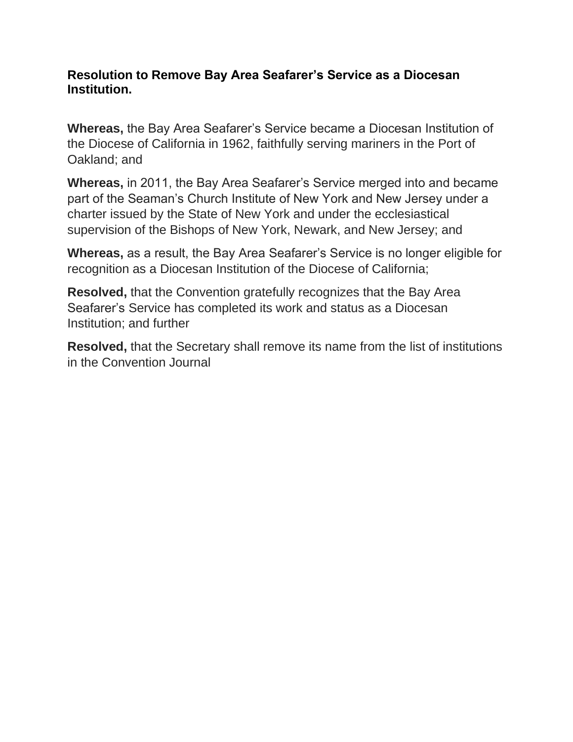**Resolution to Remove Bay Area Seafarer's Service as a Diocesan Institution.**

**Whereas,** the Bay Area Seafarer's Service became a Diocesan Institution of the Diocese of California in 1962, faithfully serving mariners in the Port of Oakland; and

**Whereas,** in 2011, the Bay Area Seafarer's Service merged into and became part of the Seaman's Church Institute of New York and New Jersey under a charter issued by the State of New York and under the ecclesiastical supervision of the Bishops of New York, Newark, and New Jersey; and

**Whereas,** as a result, the Bay Area Seafarer's Service is no longer eligible for recognition as a Diocesan Institution of the Diocese of California;

**Resolved,** that the Convention gratefully recognizes that the Bay Area Seafarer's Service has completed its work and status as a Diocesan Institution; and further

**Resolved,** that the Secretary shall remove its name from the list of institutions in the Convention Journal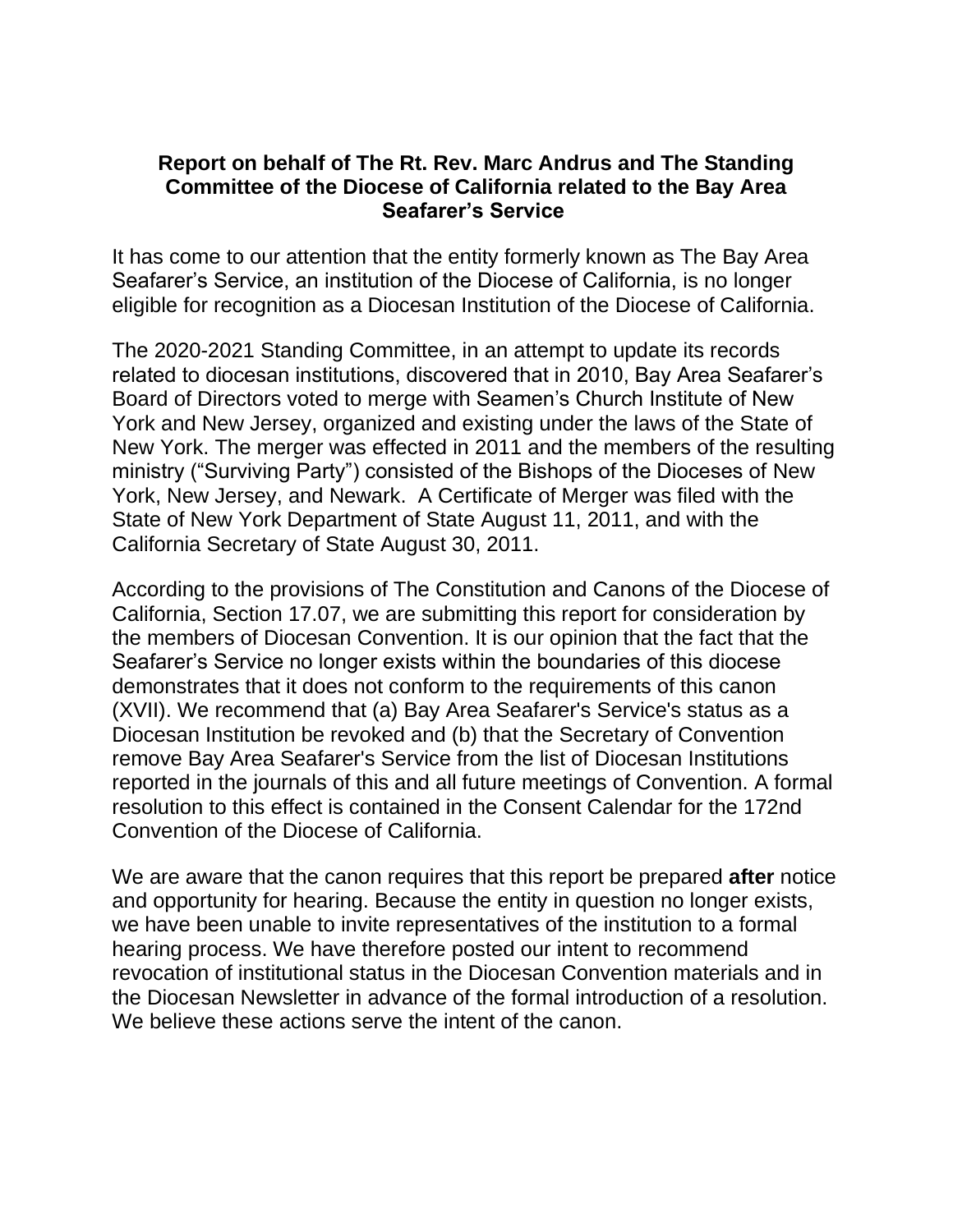**Report on behalf of The Rt. Rev. Marc Andrus and The Standing Committee of the Diocese of California related to the Bay Area Seafarer's Service**

It has come to our attention that the entity formerly known as The Bay Area Seafarer's Service, an institution of the Diocese of California, is no longer eligible for recognition as a Diocesan Institution of the Diocese of California.

The 2020-2021 Standing Committee, in an attempt to update its records related to diocesan institutions, discovered that in 2010, Bay Area Seafarer's Board of Directors voted to merge with Seamen's Church Institute of New York and New Jersey, organized and existing under the laws of the State of New York. The merger was effected in 2011 and the members of the resulting ministry ("Surviving Party") consisted of the Bishops of the Dioceses of New York, New Jersey, and Newark. A Certificate of Merger was filed with the State of New York Department of State August 11, 2011, and with the California Secretary of State August 30, 2011.

According to the provisions of The Constitution and Canons of the Diocese of California, Section 17.07, we are submitting this report for consideration by the members of Diocesan Convention. It is our opinion that the fact that the Seafarer's Service no longer exists within the boundaries of this diocese demonstrates that it does not conform to the requirements of this canon (XVII). We recommend that (a) Bay Area Seafarer's Service's status as a Diocesan Institution be revoked and (b) that the Secretary of Convention remove Bay Area Seafarer's Service from the list of Diocesan Institutions reported in the journals of this and all future meetings of Convention. A formal resolution to this effect is contained in the Consent Calendar for the 172nd Convention of the Diocese of California.

We are aware that the canon requires that this report be prepared **after** notice and opportunity for hearing. Because the entity in question no longer exists, we have been unable to invite representatives of the institution to a formal hearing process. We have therefore posted our intent to recommend revocation of institutional status in the Diocesan Convention materials and in the Diocesan Newsletter in advance of the formal introduction of a resolution. We believe these actions serve the intent of the canon.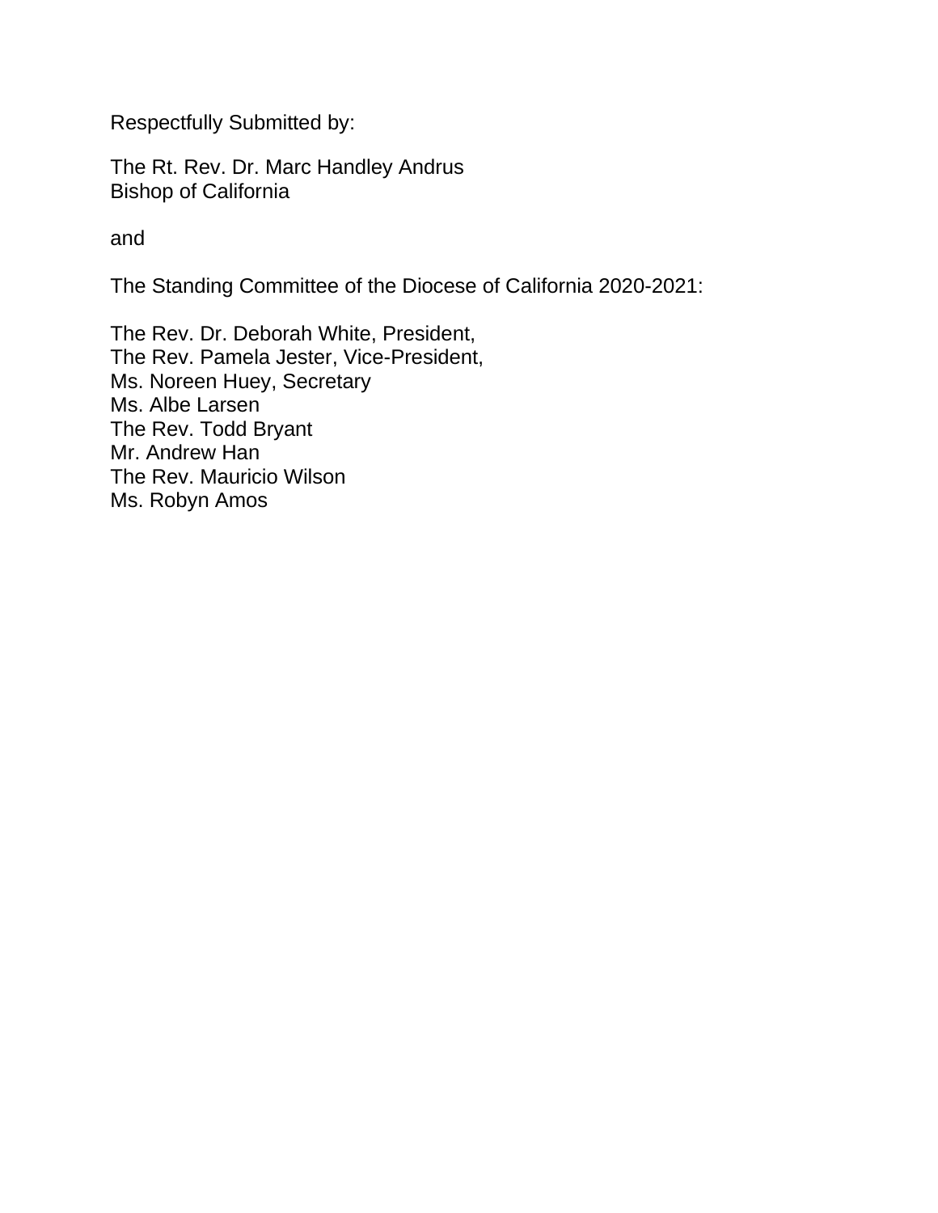Respectfully Submitted by:

The Rt. Rev. Dr. Marc Handley Andrus
Bishop of California

and

The Standing Committee of the Diocese of California 2020-2021:

The Rev. Dr. Deborah White, President,
The Rev. Pamela Jester, Vice-President,
Ms. Noreen Huey, Secretary
Ms. Albe Larsen
The Rev. Todd Bryant
Mr. Andrew Han
The Rev. Mauricio Wilson
Ms. Robyn Amos